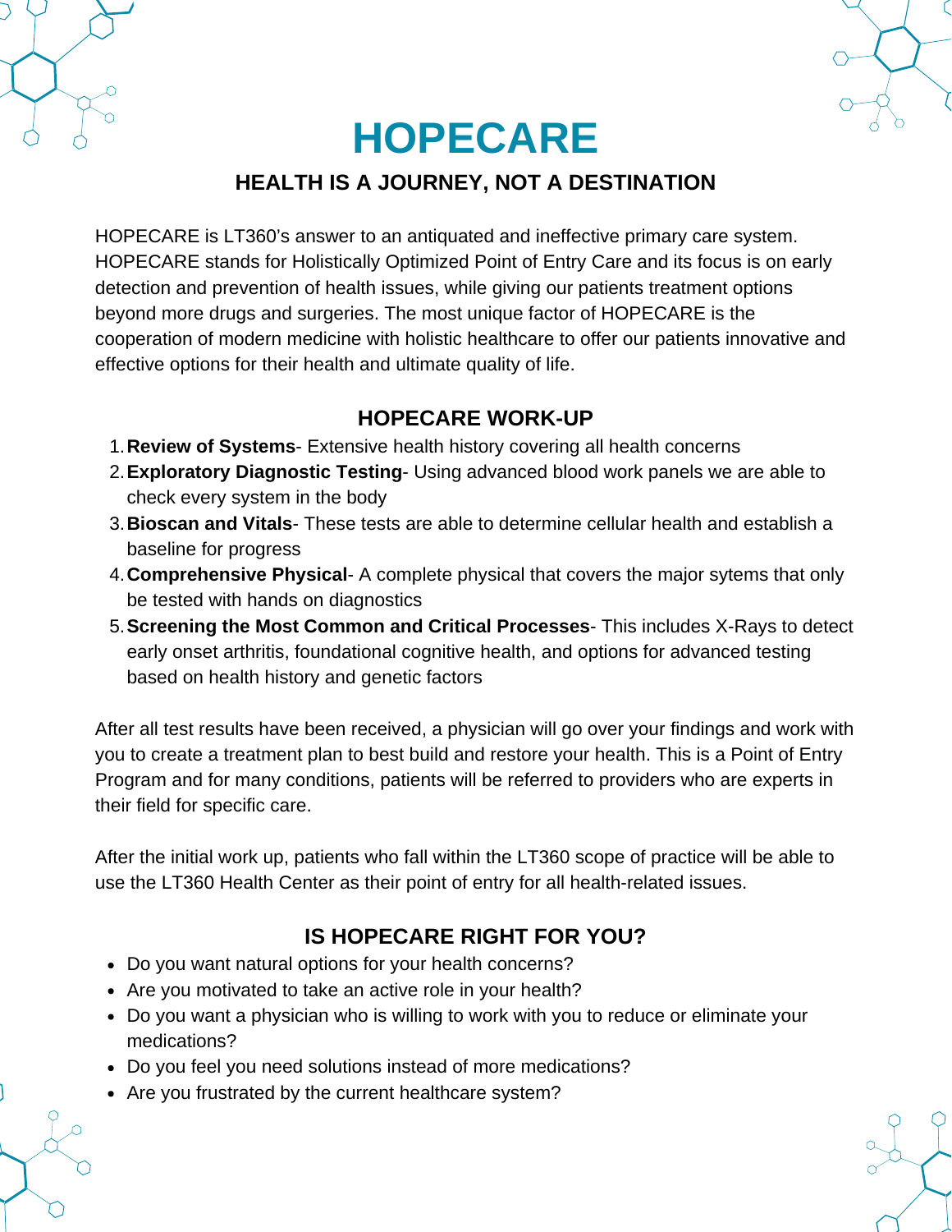# HOPECARE

## HEALTH IS A JOURNEY, NOT A DESTINATION

HOPECARE is LT360's answer to an antiquated and ineffective primary care system. HOPECARE stands for Holistically Optimized Point of Entry Care and its focus is on early detection and prevention of health issues, while giving our patients treatment options beyond more drugs and surgeries. The most unique factor of HOPECARE is the cooperation of modern medicine with holistic healthcare to offer our patients innovative and effective options for their health and ultimate quality of life.

### HOPECARE WORK-UP

1. **Review of Systems**- Extensive health history covering all health concerns
2. **Exploratory Diagnostic Testing**- Using advanced blood work panels we are able to check every system in the body
3. **Bioscan and Vitals**- These tests are able to determine cellular health and establish a baseline for progress
4. **Comprehensive Physical**- A complete physical that covers the major sytems that only be tested with hands on diagnostics
5. **Screening the Most Common and Critical Processes**- This includes X-Rays to detect early onset arthritis, foundational cognitive health, and options for advanced testing based on health history and genetic factors

After all test results have been received, a physician will go over your findings and work with you to create a treatment plan to best build and restore your health. This is a Point of Entry Program and for many conditions, patients will be referred to providers who are experts in their field for specific care.

After the initial work up, patients who fall within the LT360 scope of practice will be able to use the LT360 Health Center as their point of entry for all health-related issues.

### IS HOPECARE RIGHT FOR YOU?

- Do you want natural options for your health concerns?
- Are you motivated to take an active role in your health?
- Do you want a physician who is willing to work with you to reduce or eliminate your medications?
- Do you feel you need solutions instead of more medications?
- Are you frustrated by the current healthcare system?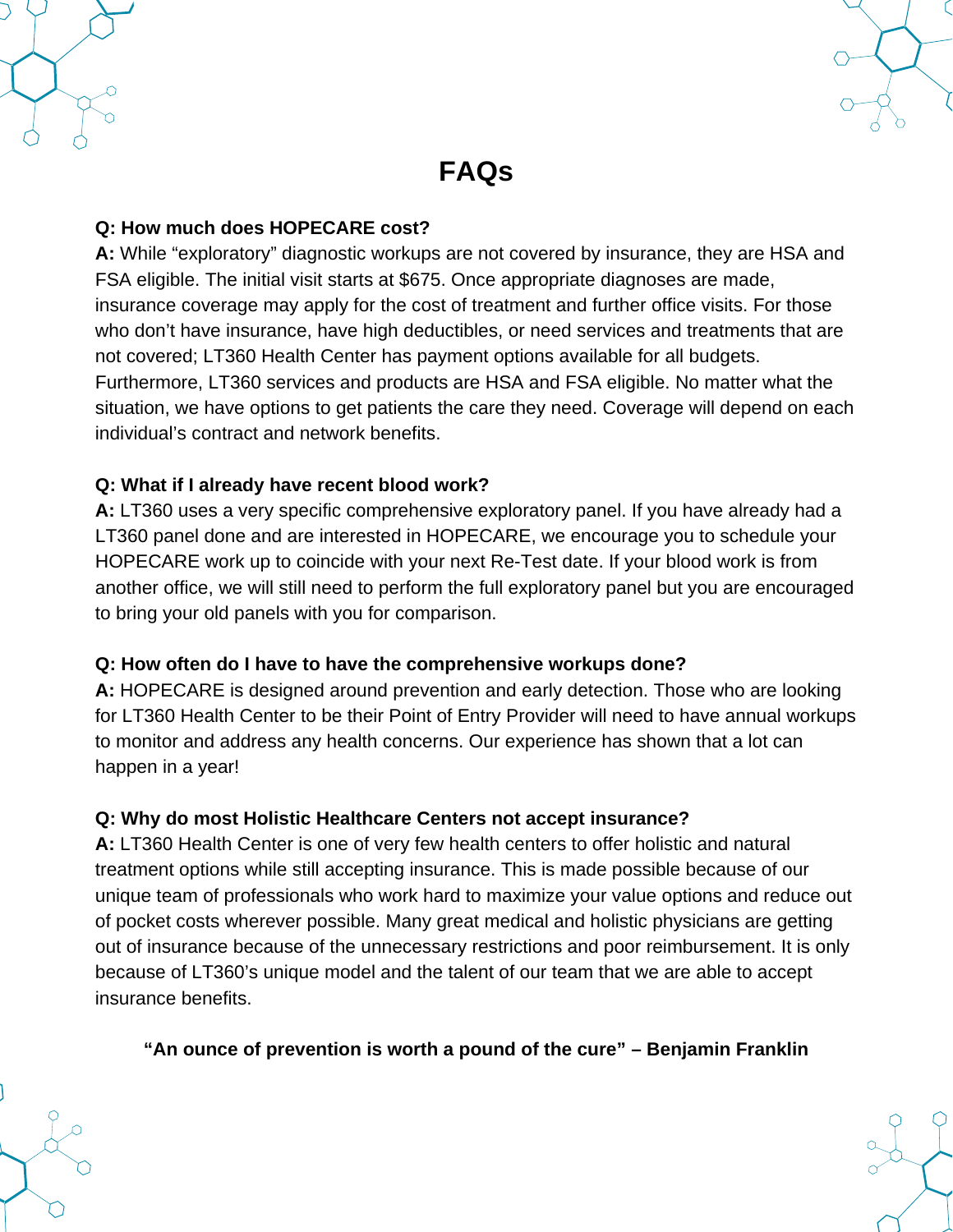# FAQs

**Q: How much does HOPECARE cost?**
**A:** While “exploratory” diagnostic workups are not covered by insurance, they are HSA and FSA eligible. The initial visit starts at $675. Once appropriate diagnoses are made, insurance coverage may apply for the cost of treatment and further office visits. For those who don’t have insurance, have high deductibles, or need services and treatments that are not covered; LT360 Health Center has payment options available for all budgets. Furthermore, LT360 services and products are HSA and FSA eligible. No matter what the situation, we have options to get patients the care they need. Coverage will depend on each individual’s contract and network benefits.

**Q: What if I already have recent blood work?**
**A:** LT360 uses a very specific comprehensive exploratory panel. If you have already had a LT360 panel done and are interested in HOPECARE, we encourage you to schedule your HOPECARE work up to coincide with your next Re-Test date. If your blood work is from another office, we will still need to perform the full exploratory panel but you are encouraged to bring your old panels with you for comparison.

**Q: How often do I have to have the comprehensive workups done?**
**A:** HOPECARE is designed around prevention and early detection. Those who are looking for LT360 Health Center to be their Point of Entry Provider will need to have annual workups to monitor and address any health concerns. Our experience has shown that a lot can happen in a year!

**Q: Why do most Holistic Healthcare Centers not accept insurance?**
**A:** LT360 Health Center is one of very few health centers to offer holistic and natural treatment options while still accepting insurance. This is made possible because of our unique team of professionals who work hard to maximize your value options and reduce out of pocket costs wherever possible. Many great medical and holistic physicians are getting out of insurance because of the unnecessary restrictions and poor reimbursement. It is only because of LT360’s unique model and the talent of our team that we are able to accept insurance benefits.

**“An ounce of prevention is worth a pound of the cure” – Benjamin Franklin**